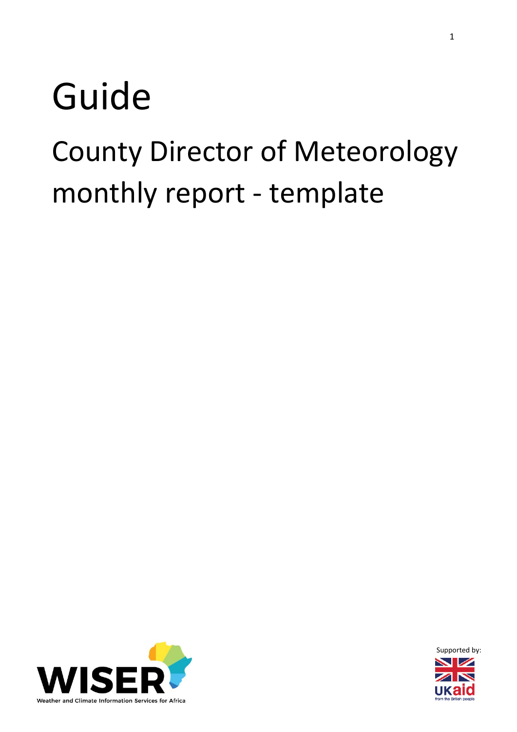# Guide

## County Director of Meteorology monthly report - template

WISER

Weather and Climate Information Services for Africa

Supported by:

UKaid

from the British people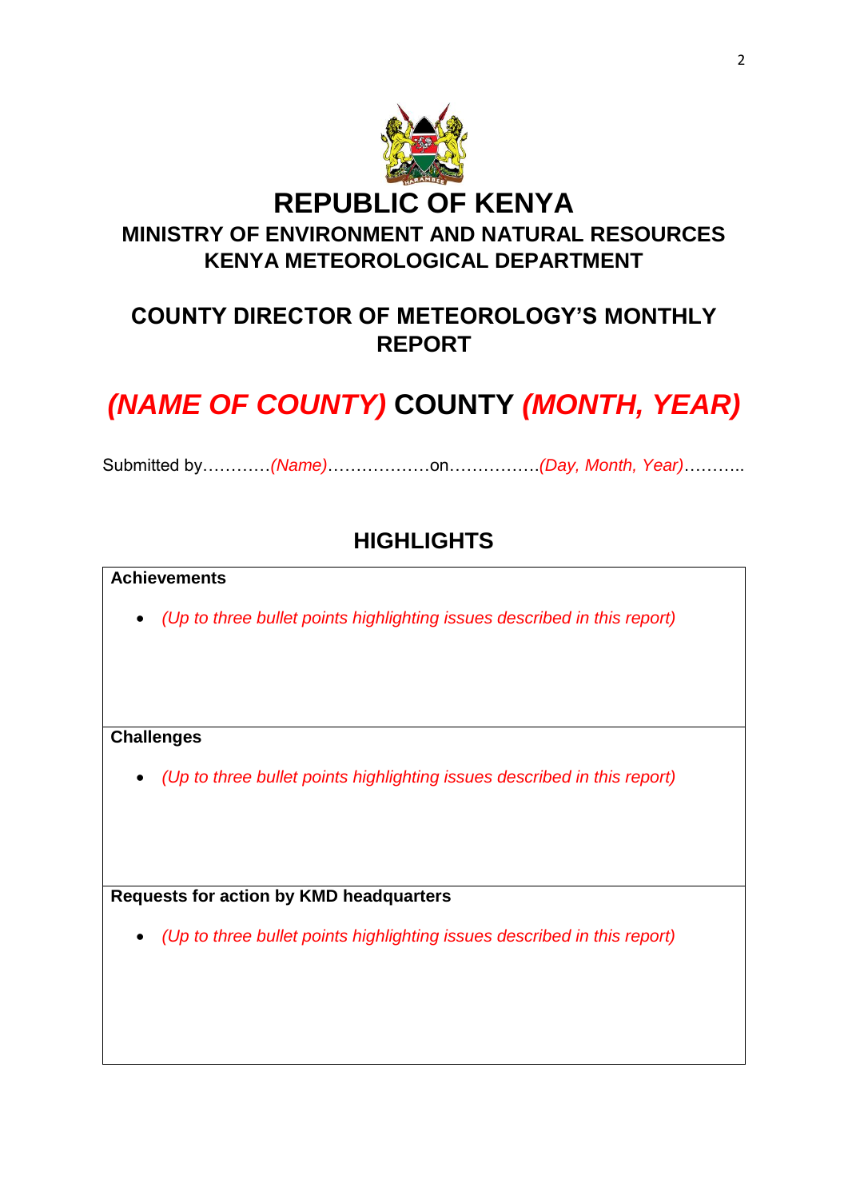# REPUBLIC OF KENYA

## MINISTRY OF ENVIRONMENT AND NATURAL RESOURCES
## KENYA METEOROLOGICAL DEPARTMENT

## COUNTY DIRECTOR OF METEOROLOGY'S MONTHLY REPORT

# *(NAME OF COUNTY)* COUNTY *(MONTH, YEAR)*

Submitted by…………*(Name)*………………on…………….*(Day, Month, Year)*………..

## HIGHLIGHTS

| **Achievements** |
|---|
| • *(Up to three bullet points highlighting issues described in this report)* |
| **Challenges** |
| • *(Up to three bullet points highlighting issues described in this report)* |
| **Requests for action by KMD headquarters** |
| • *(Up to three bullet points highlighting issues described in this report)* |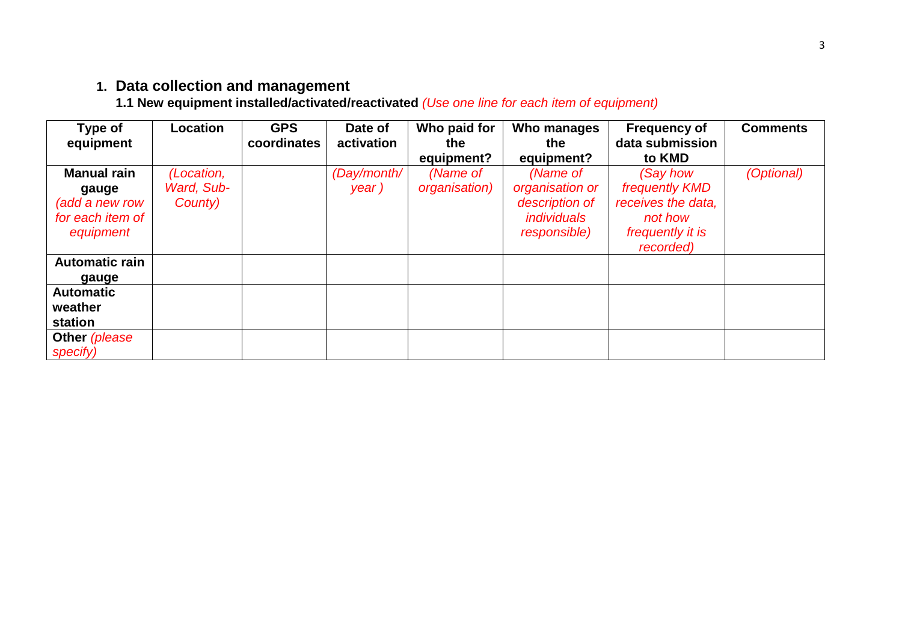## 1. Data collection and management

### 1.1 New equipment installed/activated/reactivated *(Use one line for each item of equipment)*

| Type of equipment | Location | GPS coordinates | Date of activation | Who paid for the equipment? | Who manages the equipment? | Frequency of data submission to KMD | Comments |
|---|---|---|---|---|---|---|---|
| **Manual rain gauge** *(add a new row for each item of equipment* | *(Location, Ward, Sub-County)* | | *(Day/month/ year )* | *(Name of organisation)* | *(Name of organisation or description of individuals responsible)* | *(Say how frequently KMD receives the data, not how frequently it is recorded)* | *(Optional)* |
| **Automatic rain gauge** | | | | | | | |
| **Automatic weather station** | | | | | | | |
| **Other** *(please specify)* | | | | | | | |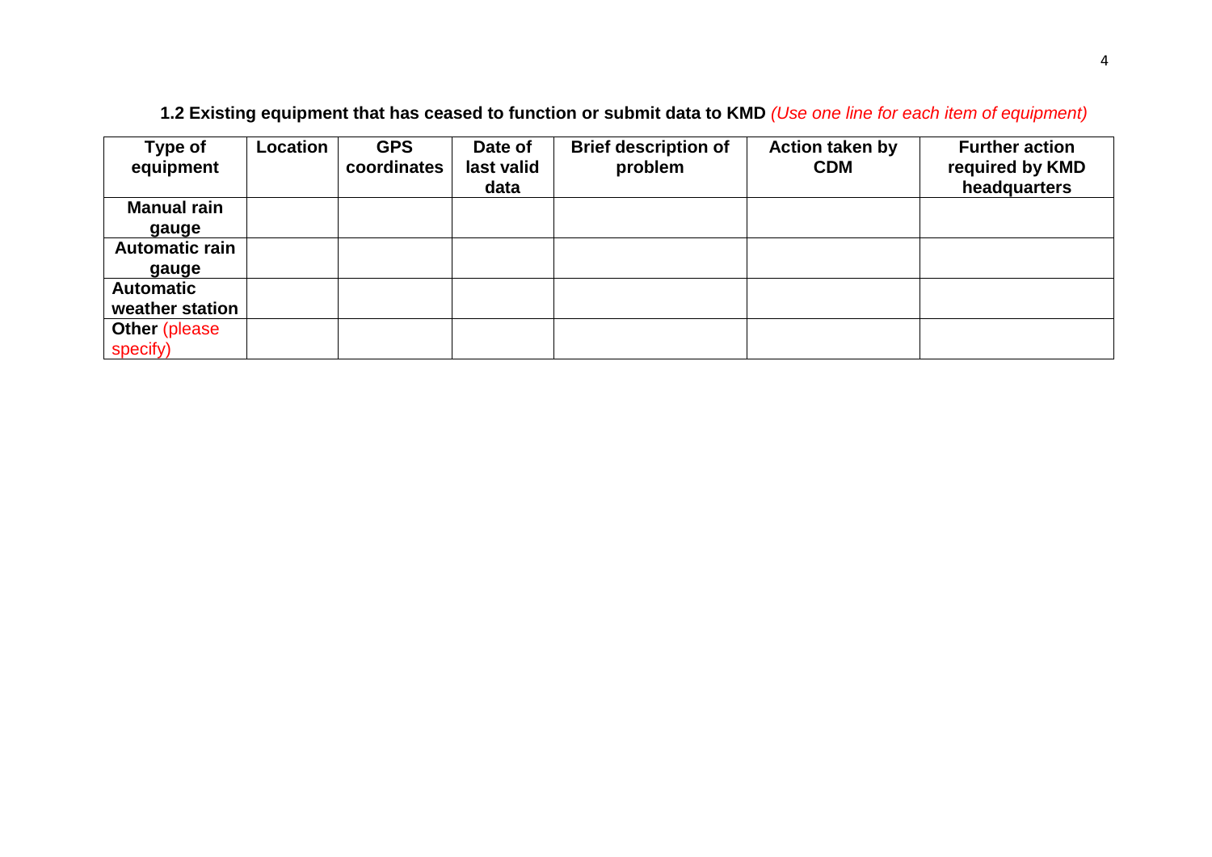### **1.2 Existing equipment that has ceased to function or submit data to KMD** *(Use one line for each item of equipment)*

| Type of equipment | Location | GPS coordinates | Date of last valid data | Brief description of problem | Action taken by CDM | Further action required by KMD headquarters |
|---|---|---|---|---|---|---|
| **Manual rain gauge** | | | | | | |
| **Automatic rain gauge** | | | | | | |
| **Automatic weather station** | | | | | | |
| **Other** (please specify) | | | | | | |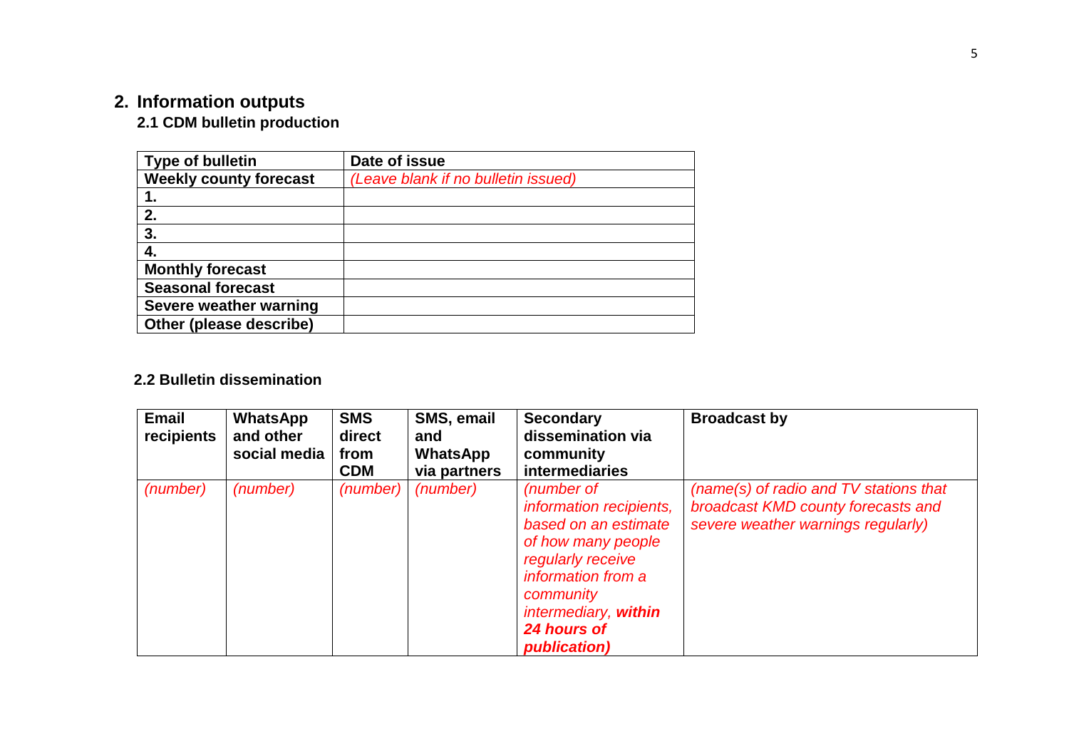## 2. Information outputs

### 2.1 CDM bulletin production

| Type of bulletin | Date of issue |
| --- | --- |
| **Weekly county forecast** | *(Leave blank if no bulletin issued)* |
| **1.** | |
| **2.** | |
| **3.** | |
| **4.** | |
| **Monthly forecast** | |
| **Seasonal forecast** | |
| **Severe weather warning** | |
| **Other (please describe)** | |

### 2.2 Bulletin dissemination

| Email recipients | WhatsApp and other social media | SMS direct from CDM | SMS, email and WhatsApp via partners | Secondary dissemination via community intermediaries | Broadcast by |
| --- | --- | --- | --- | --- | --- |
| *(number)* | *(number)* | *(number)* | *(number)* | *(number of information recipients, based on an estimate of how many people regularly receive information from a community intermediary, **within 24 hours of publication**)* | *(name(s) of radio and TV stations that broadcast KMD county forecasts and severe weather warnings regularly)* |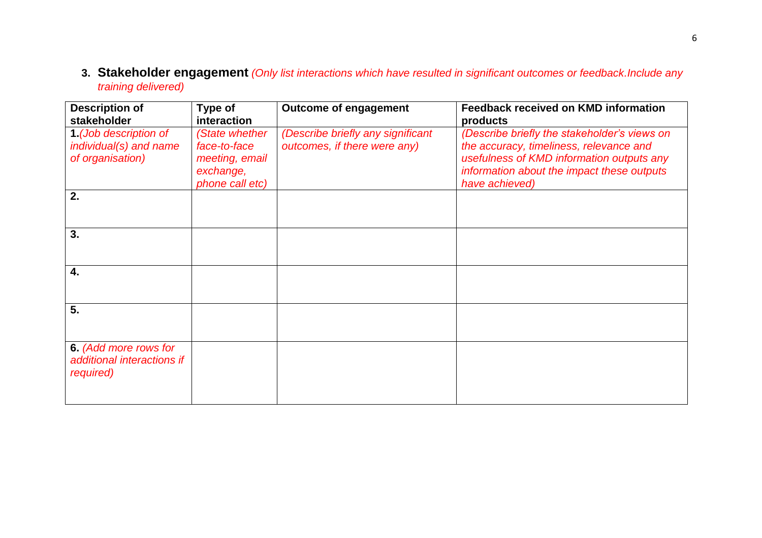## 3. Stakeholder engagement *(Only list interactions which have resulted in significant outcomes or feedback.Include any training delivered)*

| Description of stakeholder | Type of interaction | Outcome of engagement | Feedback received on KMD information products |
|---|---|---|---|
| **1.** *(Job description of individual(s) and name of organisation)* | *(State whether face-to-face meeting, email exchange, phone call etc)* | *(Describe briefly any significant outcomes, if there were any)* | *(Describe briefly the stakeholder's views on the accuracy, timeliness, relevance and usefulness of KMD information outputs any information about the impact these outputs have achieved)* |
| **2.** | | | |
| **3.** | | | |
| **4.** | | | |
| **5.** | | | |
| **6.** *(Add more rows for additional interactions if required)* | | | |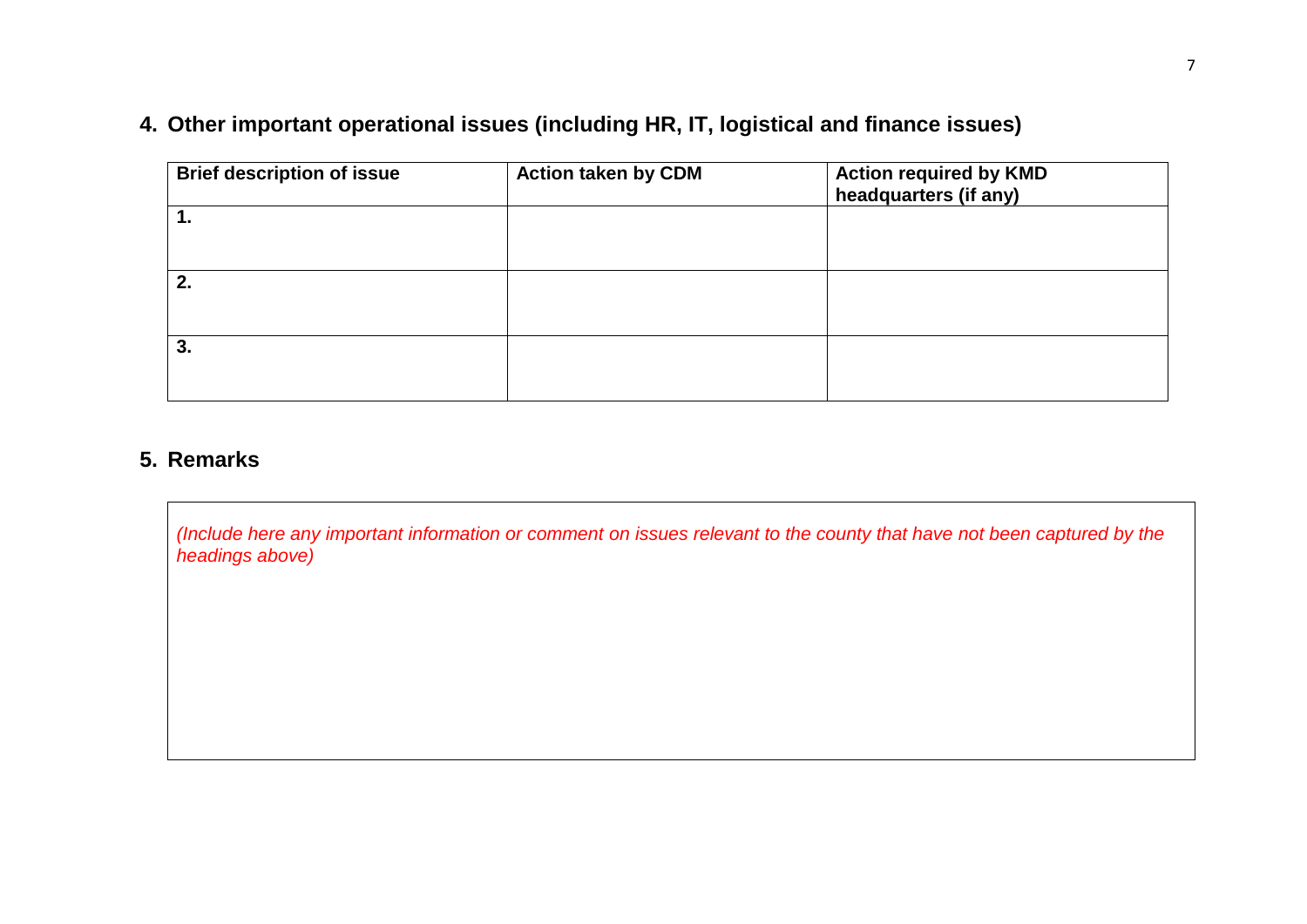## 4. Other important operational issues (including HR, IT, logistical and finance issues)

| Brief description of issue | Action taken by CDM | Action required by KMD headquarters (if any) |
|---|---|---|
| **1.** | | |
| **2.** | | |
| **3.** | | |

## 5. Remarks

*(Include here any important information or comment on issues relevant to the county that have not been captured by the headings above)*